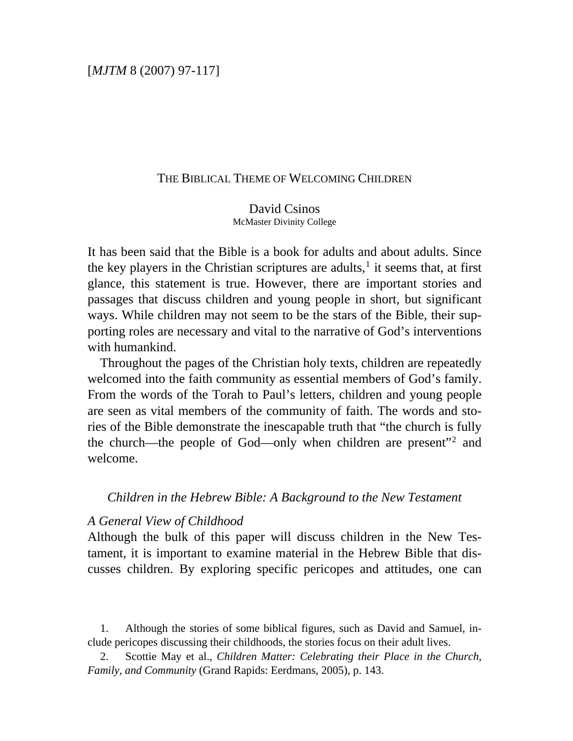# THE BIBLICAL THEME OF WELCOMING CHILDREN

David Csinos
McMaster Divinity College

It has been said that the Bible is a book for adults and about adults. Since the key players in the Christian scriptures are adults,[1] it seems that, at first glance, this statement is true. However, there are important stories and passages that discuss children and young people in short, but significant ways. While children may not seem to be the stars of the Bible, their supporting roles are necessary and vital to the narrative of God's interventions with humankind.

Throughout the pages of the Christian holy texts, children are repeatedly welcomed into the faith community as essential members of God's family. From the words of the Torah to Paul's letters, children and young people are seen as vital members of the community of faith. The words and stories of the Bible demonstrate the inescapable truth that "the church is fully the church—the people of God—only when children are present"[2] and welcome.

## *Children in the Hebrew Bible: A Background to the New Testament*

### *A General View of Childhood*

Although the bulk of this paper will discuss children in the New Testament, it is important to examine material in the Hebrew Bible that discusses children. By exploring specific pericopes and attitudes, one can

1. Although the stories of some biblical figures, such as David and Samuel, include pericopes discussing their childhoods, the stories focus on their adult lives.

2. Scottie May et al., *Children Matter: Celebrating their Place in the Church, Family, and Community* (Grand Rapids: Eerdmans, 2005), p. 143.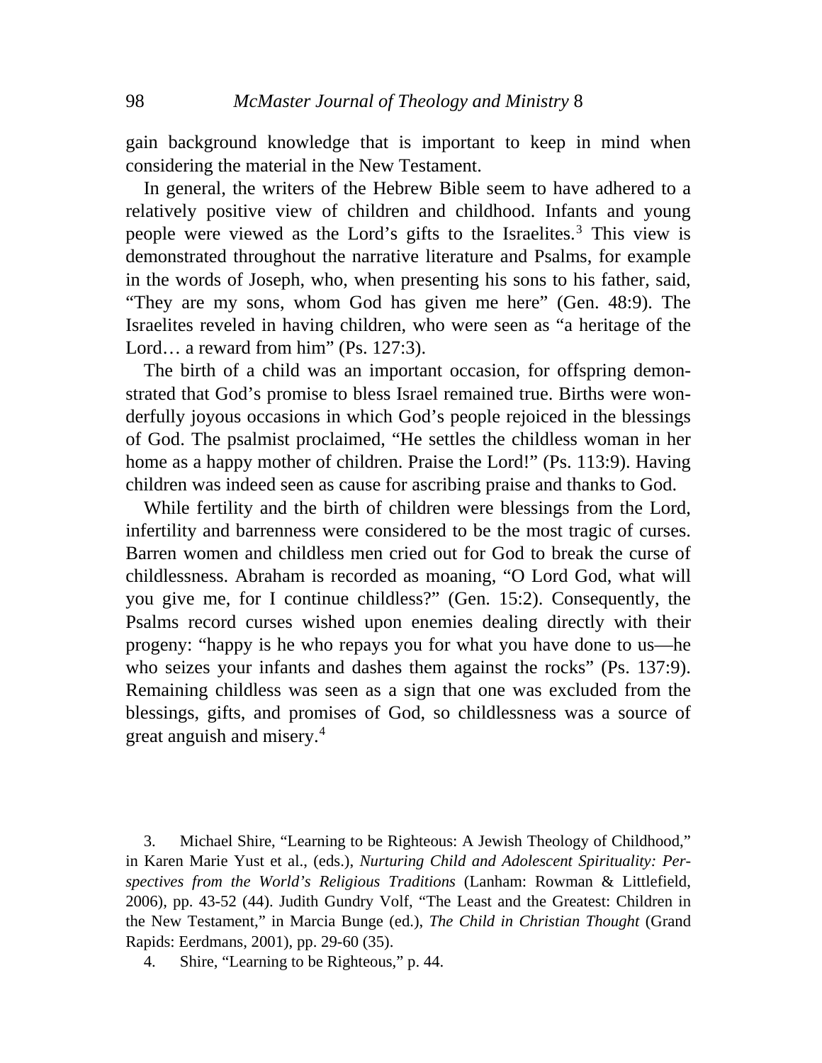gain background knowledge that is important to keep in mind when considering the material in the New Testament.

In general, the writers of the Hebrew Bible seem to have adhered to a relatively positive view of children and childhood. Infants and young people were viewed as the Lord's gifts to the Israelites.[3] This view is demonstrated throughout the narrative literature and Psalms, for example in the words of Joseph, who, when presenting his sons to his father, said, "They are my sons, whom God has given me here" (Gen. 48:9). The Israelites reveled in having children, who were seen as "a heritage of the Lord… a reward from him" (Ps. 127:3).

The birth of a child was an important occasion, for offspring demonstrated that God's promise to bless Israel remained true. Births were wonderfully joyous occasions in which God's people rejoiced in the blessings of God. The psalmist proclaimed, "He settles the childless woman in her home as a happy mother of children. Praise the Lord!" (Ps. 113:9). Having children was indeed seen as cause for ascribing praise and thanks to God.

While fertility and the birth of children were blessings from the Lord, infertility and barrenness were considered to be the most tragic of curses. Barren women and childless men cried out for God to break the curse of childlessness. Abraham is recorded as moaning, "O Lord God, what will you give me, for I continue childless?" (Gen. 15:2). Consequently, the Psalms record curses wished upon enemies dealing directly with their progeny: "happy is he who repays you for what you have done to us—he who seizes your infants and dashes them against the rocks" (Ps. 137:9). Remaining childless was seen as a sign that one was excluded from the blessings, gifts, and promises of God, so childlessness was a source of great anguish and misery.[4]

3. Michael Shire, "Learning to be Righteous: A Jewish Theology of Childhood," in Karen Marie Yust et al., (eds.), *Nurturing Child and Adolescent Spirituality: Perspectives from the World's Religious Traditions* (Lanham: Rowman & Littlefield, 2006), pp. 43-52 (44). Judith Gundry Volf, "The Least and the Greatest: Children in the New Testament," in Marcia Bunge (ed.), *The Child in Christian Thought* (Grand Rapids: Eerdmans, 2001), pp. 29-60 (35).

4. Shire, "Learning to be Righteous," p. 44.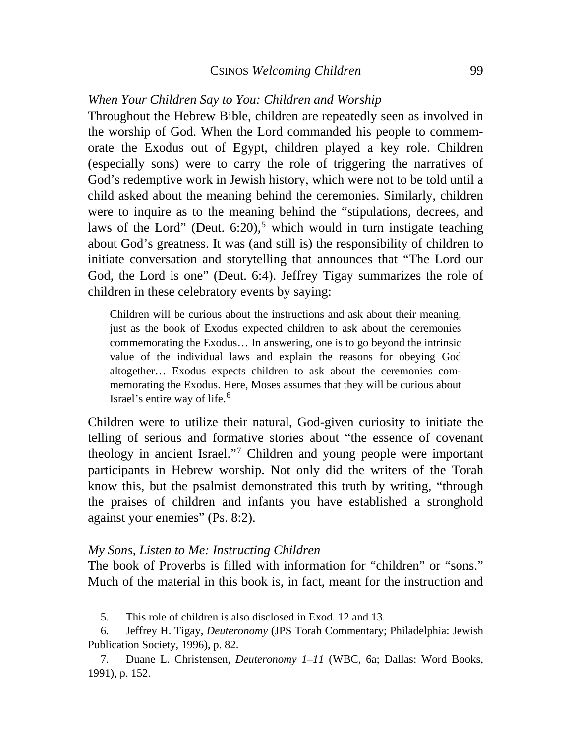*When Your Children Say to You: Children and Worship*

Throughout the Hebrew Bible, children are repeatedly seen as involved in the worship of God. When the Lord commanded his people to commemorate the Exodus out of Egypt, children played a key role. Children (especially sons) were to carry the role of triggering the narratives of God's redemptive work in Jewish history, which were not to be told until a child asked about the meaning behind the ceremonies. Similarly, children were to inquire as to the meaning behind the "stipulations, decrees, and laws of the Lord" (Deut. 6:20),[5] which would in turn instigate teaching about God's greatness. It was (and still is) the responsibility of children to initiate conversation and storytelling that announces that "The Lord our God, the Lord is one" (Deut. 6:4). Jeffrey Tigay summarizes the role of children in these celebratory events by saying:

> Children will be curious about the instructions and ask about their meaning, just as the book of Exodus expected children to ask about the ceremonies commemorating the Exodus… In answering, one is to go beyond the intrinsic value of the individual laws and explain the reasons for obeying God altogether… Exodus expects children to ask about the ceremonies commemorating the Exodus. Here, Moses assumes that they will be curious about Israel's entire way of life.[6]

Children were to utilize their natural, God-given curiosity to initiate the telling of serious and formative stories about "the essence of covenant theology in ancient Israel."[7] Children and young people were important participants in Hebrew worship. Not only did the writers of the Torah know this, but the psalmist demonstrated this truth by writing, "through the praises of children and infants you have established a stronghold against your enemies" (Ps. 8:2).

*My Sons, Listen to Me: Instructing Children*

The book of Proverbs is filled with information for "children" or "sons." Much of the material in this book is, in fact, meant for the instruction and

5. This role of children is also disclosed in Exod. 12 and 13.

6. Jeffrey H. Tigay, *Deuteronomy* (JPS Torah Commentary; Philadelphia: Jewish Publication Society, 1996), p. 82.

7. Duane L. Christensen, *Deuteronomy 1–11* (WBC, 6a; Dallas: Word Books, 1991), p. 152.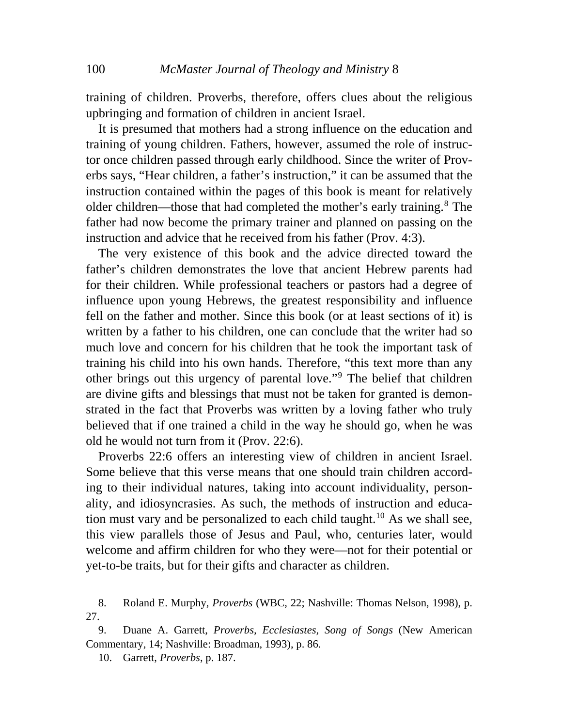training of children. Proverbs, therefore, offers clues about the religious upbringing and formation of children in ancient Israel.

It is presumed that mothers had a strong influence on the education and training of young children. Fathers, however, assumed the role of instructor once children passed through early childhood. Since the writer of Proverbs says, "Hear children, a father's instruction," it can be assumed that the instruction contained within the pages of this book is meant for relatively older children—those that had completed the mother's early training.[8] The father had now become the primary trainer and planned on passing on the instruction and advice that he received from his father (Prov. 4:3).

The very existence of this book and the advice directed toward the father's children demonstrates the love that ancient Hebrew parents had for their children. While professional teachers or pastors had a degree of influence upon young Hebrews, the greatest responsibility and influence fell on the father and mother. Since this book (or at least sections of it) is written by a father to his children, one can conclude that the writer had so much love and concern for his children that he took the important task of training his child into his own hands. Therefore, "this text more than any other brings out this urgency of parental love."[9] The belief that children are divine gifts and blessings that must not be taken for granted is demonstrated in the fact that Proverbs was written by a loving father who truly believed that if one trained a child in the way he should go, when he was old he would not turn from it (Prov. 22:6).

Proverbs 22:6 offers an interesting view of children in ancient Israel. Some believe that this verse means that one should train children according to their individual natures, taking into account individuality, personality, and idiosyncrasies. As such, the methods of instruction and education must vary and be personalized to each child taught.[10] As we shall see, this view parallels those of Jesus and Paul, who, centuries later, would welcome and affirm children for who they were—not for their potential or yet-to-be traits, but for their gifts and character as children.

8. Roland E. Murphy, *Proverbs* (WBC, 22; Nashville: Thomas Nelson, 1998), p. 27.

9. Duane A. Garrett, *Proverbs, Ecclesiastes, Song of Songs* (New American Commentary, 14; Nashville: Broadman, 1993), p. 86.

10. Garrett, *Proverbs*, p. 187.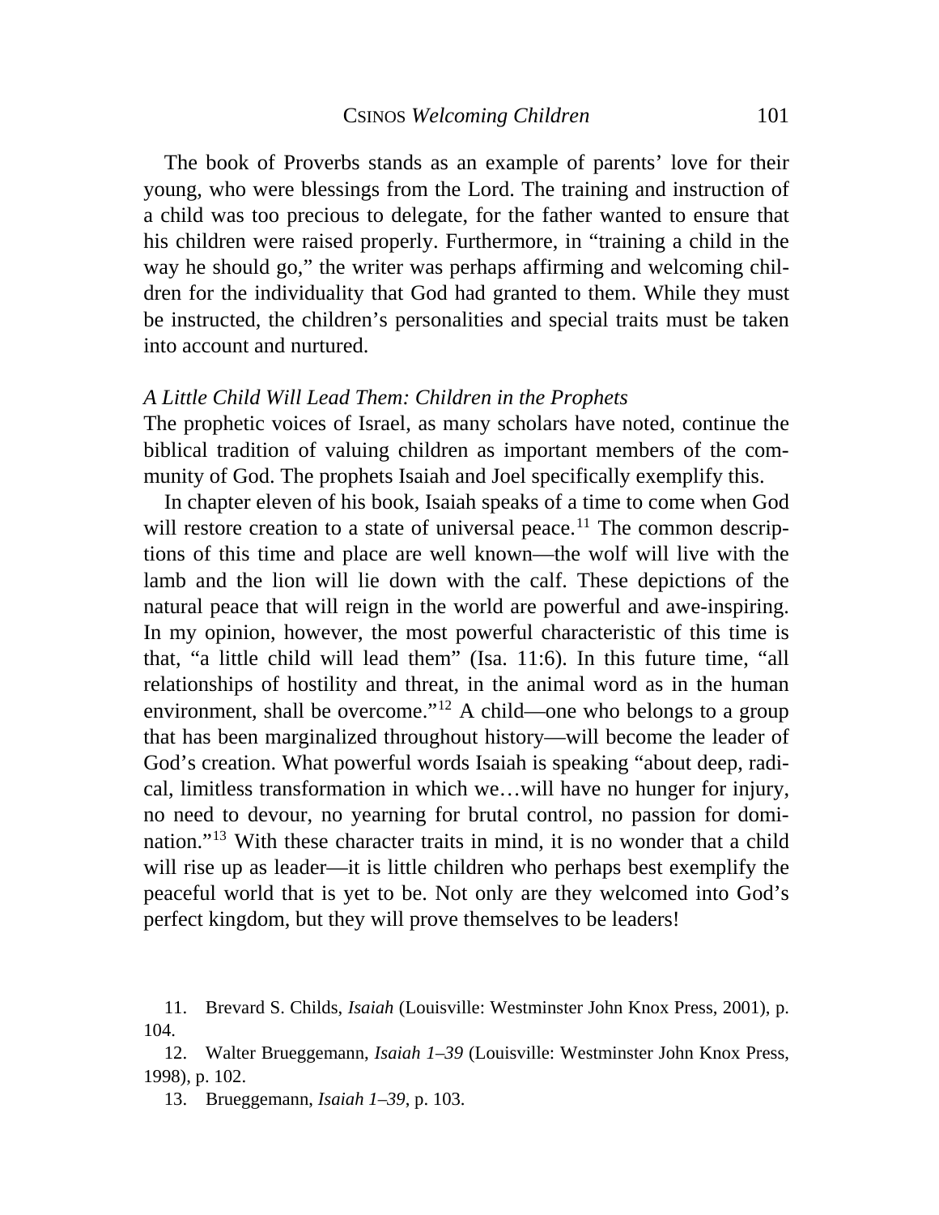The book of Proverbs stands as an example of parents' love for their young, who were blessings from the Lord. The training and instruction of a child was too precious to delegate, for the father wanted to ensure that his children were raised properly. Furthermore, in "training a child in the way he should go," the writer was perhaps affirming and welcoming children for the individuality that God had granted to them. While they must be instructed, the children's personalities and special traits must be taken into account and nurtured.

### *A Little Child Will Lead Them: Children in the Prophets*

The prophetic voices of Israel, as many scholars have noted, continue the biblical tradition of valuing children as important members of the community of God. The prophets Isaiah and Joel specifically exemplify this.

In chapter eleven of his book, Isaiah speaks of a time to come when God will restore creation to a state of universal peace.[11] The common descriptions of this time and place are well known—the wolf will live with the lamb and the lion will lie down with the calf. These depictions of the natural peace that will reign in the world are powerful and awe-inspiring. In my opinion, however, the most powerful characteristic of this time is that, "a little child will lead them" (Isa. 11:6). In this future time, "all relationships of hostility and threat, in the animal word as in the human environment, shall be overcome."[12] A child—one who belongs to a group that has been marginalized throughout history—will become the leader of God's creation. What powerful words Isaiah is speaking "about deep, radical, limitless transformation in which we…will have no hunger for injury, no need to devour, no yearning for brutal control, no passion for domination."[13] With these character traits in mind, it is no wonder that a child will rise up as leader—it is little children who perhaps best exemplify the peaceful world that is yet to be. Not only are they welcomed into God's perfect kingdom, but they will prove themselves to be leaders!

11. Brevard S. Childs, *Isaiah* (Louisville: Westminster John Knox Press, 2001), p. 104.

12. Walter Brueggemann, *Isaiah 1–39* (Louisville: Westminster John Knox Press, 1998), p. 102.

13. Brueggemann, *Isaiah 1–39*, p. 103.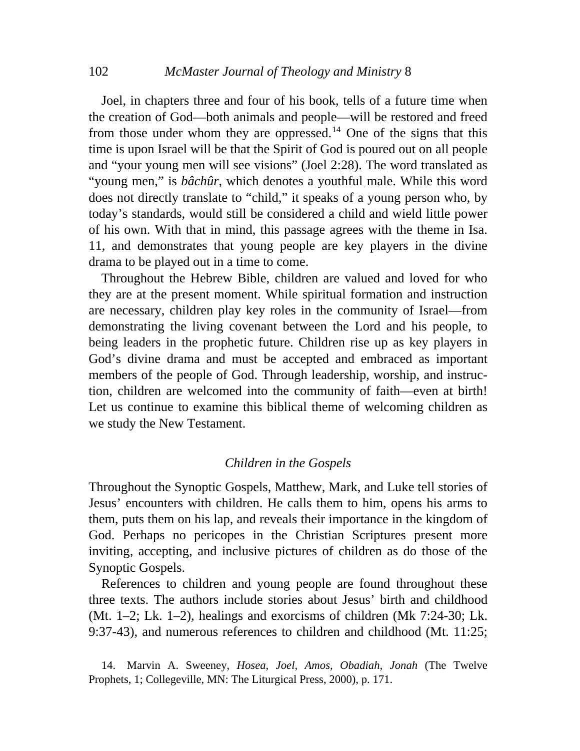Joel, in chapters three and four of his book, tells of a future time when the creation of God—both animals and people—will be restored and freed from those under whom they are oppressed.[14] One of the signs that this time is upon Israel will be that the Spirit of God is poured out on all people and "your young men will see visions" (Joel 2:28). The word translated as "young men," is *bâchûr*, which denotes a youthful male. While this word does not directly translate to "child," it speaks of a young person who, by today's standards, would still be considered a child and wield little power of his own. With that in mind, this passage agrees with the theme in Isa. 11, and demonstrates that young people are key players in the divine drama to be played out in a time to come.

Throughout the Hebrew Bible, children are valued and loved for who they are at the present moment. While spiritual formation and instruction are necessary, children play key roles in the community of Israel—from demonstrating the living covenant between the Lord and his people, to being leaders in the prophetic future. Children rise up as key players in God's divine drama and must be accepted and embraced as important members of the people of God. Through leadership, worship, and instruction, children are welcomed into the community of faith—even at birth! Let us continue to examine this biblical theme of welcoming children as we study the New Testament.

### *Children in the Gospels*

Throughout the Synoptic Gospels, Matthew, Mark, and Luke tell stories of Jesus' encounters with children. He calls them to him, opens his arms to them, puts them on his lap, and reveals their importance in the kingdom of God. Perhaps no pericopes in the Christian Scriptures present more inviting, accepting, and inclusive pictures of children as do those of the Synoptic Gospels.

References to children and young people are found throughout these three texts. The authors include stories about Jesus' birth and childhood (Mt. 1–2; Lk. 1–2), healings and exorcisms of children (Mk 7:24-30; Lk. 9:37-43), and numerous references to children and childhood (Mt. 11:25;

14. Marvin A. Sweeney, *Hosea, Joel, Amos, Obadiah, Jonah* (The Twelve Prophets, 1; Collegeville, MN: The Liturgical Press, 2000), p. 171.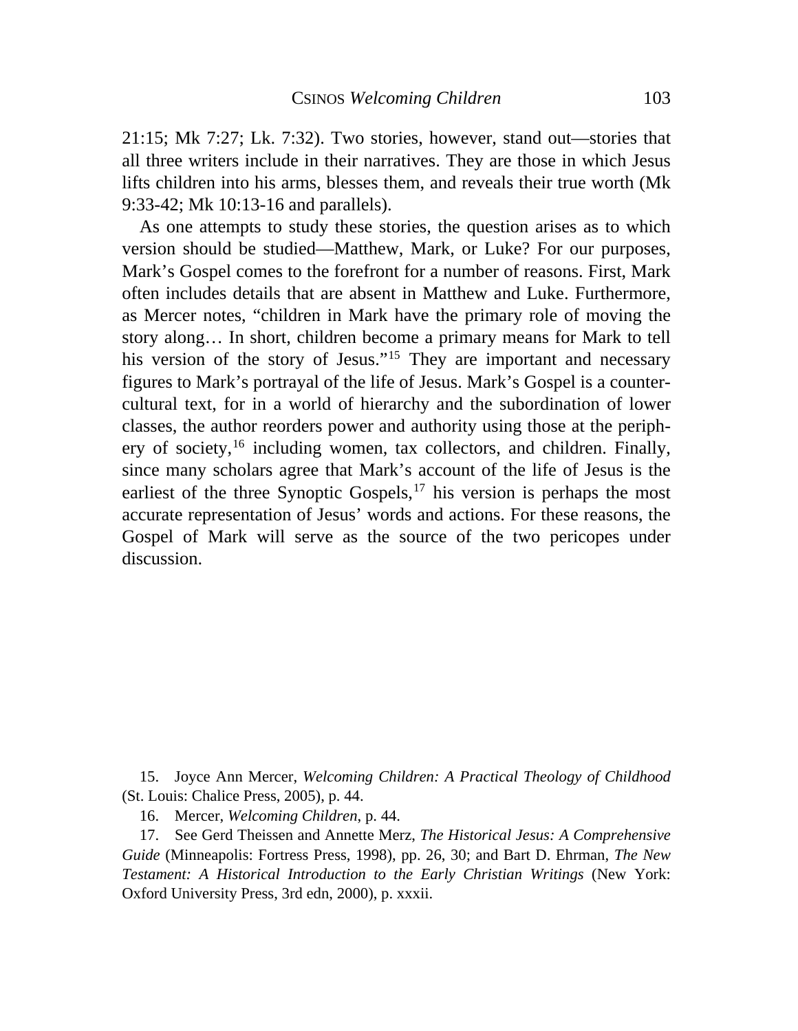21:15; Mk 7:27; Lk. 7:32). Two stories, however, stand out—stories that all three writers include in their narratives. They are those in which Jesus lifts children into his arms, blesses them, and reveals their true worth (Mk 9:33-42; Mk 10:13-16 and parallels).

As one attempts to study these stories, the question arises as to which version should be studied—Matthew, Mark, or Luke? For our purposes, Mark's Gospel comes to the forefront for a number of reasons. First, Mark often includes details that are absent in Matthew and Luke. Furthermore, as Mercer notes, "children in Mark have the primary role of moving the story along… In short, children become a primary means for Mark to tell his version of the story of Jesus."[15] They are important and necessary figures to Mark's portrayal of the life of Jesus. Mark's Gospel is a counter-cultural text, for in a world of hierarchy and the subordination of lower classes, the author reorders power and authority using those at the periphery of society,[16] including women, tax collectors, and children. Finally, since many scholars agree that Mark's account of the life of Jesus is the earliest of the three Synoptic Gospels,[17] his version is perhaps the most accurate representation of Jesus' words and actions. For these reasons, the Gospel of Mark will serve as the source of the two pericopes under discussion.

15. Joyce Ann Mercer, *Welcoming Children: A Practical Theology of Childhood* (St. Louis: Chalice Press, 2005), p. 44.

16. Mercer, *Welcoming Children*, p. 44.

17. See Gerd Theissen and Annette Merz, *The Historical Jesus: A Comprehensive Guide* (Minneapolis: Fortress Press, 1998), pp. 26, 30; and Bart D. Ehrman, *The New Testament: A Historical Introduction to the Early Christian Writings* (New York: Oxford University Press, 3rd edn, 2000), p. xxxii.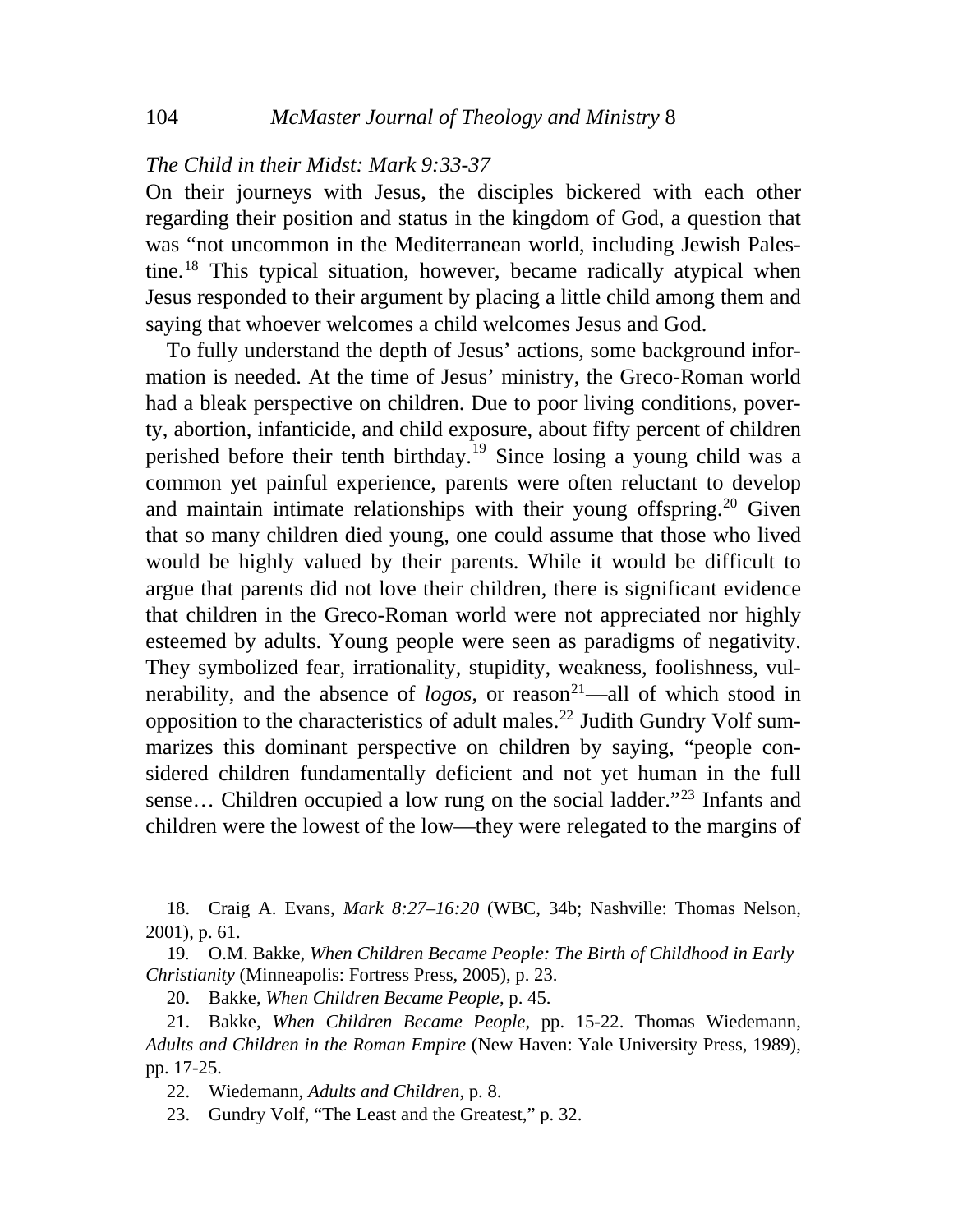### *The Child in their Midst: Mark 9:33-37*

On their journeys with Jesus, the disciples bickered with each other regarding their position and status in the kingdom of God, a question that was "not uncommon in the Mediterranean world, including Jewish Palestine.[18] This typical situation, however, became radically atypical when Jesus responded to their argument by placing a little child among them and saying that whoever welcomes a child welcomes Jesus and God.

To fully understand the depth of Jesus' actions, some background information is needed. At the time of Jesus' ministry, the Greco-Roman world had a bleak perspective on children. Due to poor living conditions, poverty, abortion, infanticide, and child exposure, about fifty percent of children perished before their tenth birthday.[19] Since losing a young child was a common yet painful experience, parents were often reluctant to develop and maintain intimate relationships with their young offspring.[20] Given that so many children died young, one could assume that those who lived would be highly valued by their parents. While it would be difficult to argue that parents did not love their children, there is significant evidence that children in the Greco-Roman world were not appreciated nor highly esteemed by adults. Young people were seen as paradigms of negativity. They symbolized fear, irrationality, stupidity, weakness, foolishness, vulnerability, and the absence of *logos*, or reason[21]—all of which stood in opposition to the characteristics of adult males.[22] Judith Gundry Volf summarizes this dominant perspective on children by saying, "people considered children fundamentally deficient and not yet human in the full sense… Children occupied a low rung on the social ladder."[23] Infants and children were the lowest of the low—they were relegated to the margins of

18. Craig A. Evans, *Mark 8:27–16:20* (WBC, 34b; Nashville: Thomas Nelson, 2001), p. 61.

19. O.M. Bakke, *When Children Became People: The Birth of Childhood in Early Christianity* (Minneapolis: Fortress Press, 2005), p. 23.

20. Bakke, *When Children Became People*, p. 45.

21. Bakke, *When Children Became People*, pp. 15-22. Thomas Wiedemann, *Adults and Children in the Roman Empire* (New Haven: Yale University Press, 1989), pp. 17-25.

22. Wiedemann, *Adults and Children*, p. 8.

23. Gundry Volf, "The Least and the Greatest," p. 32.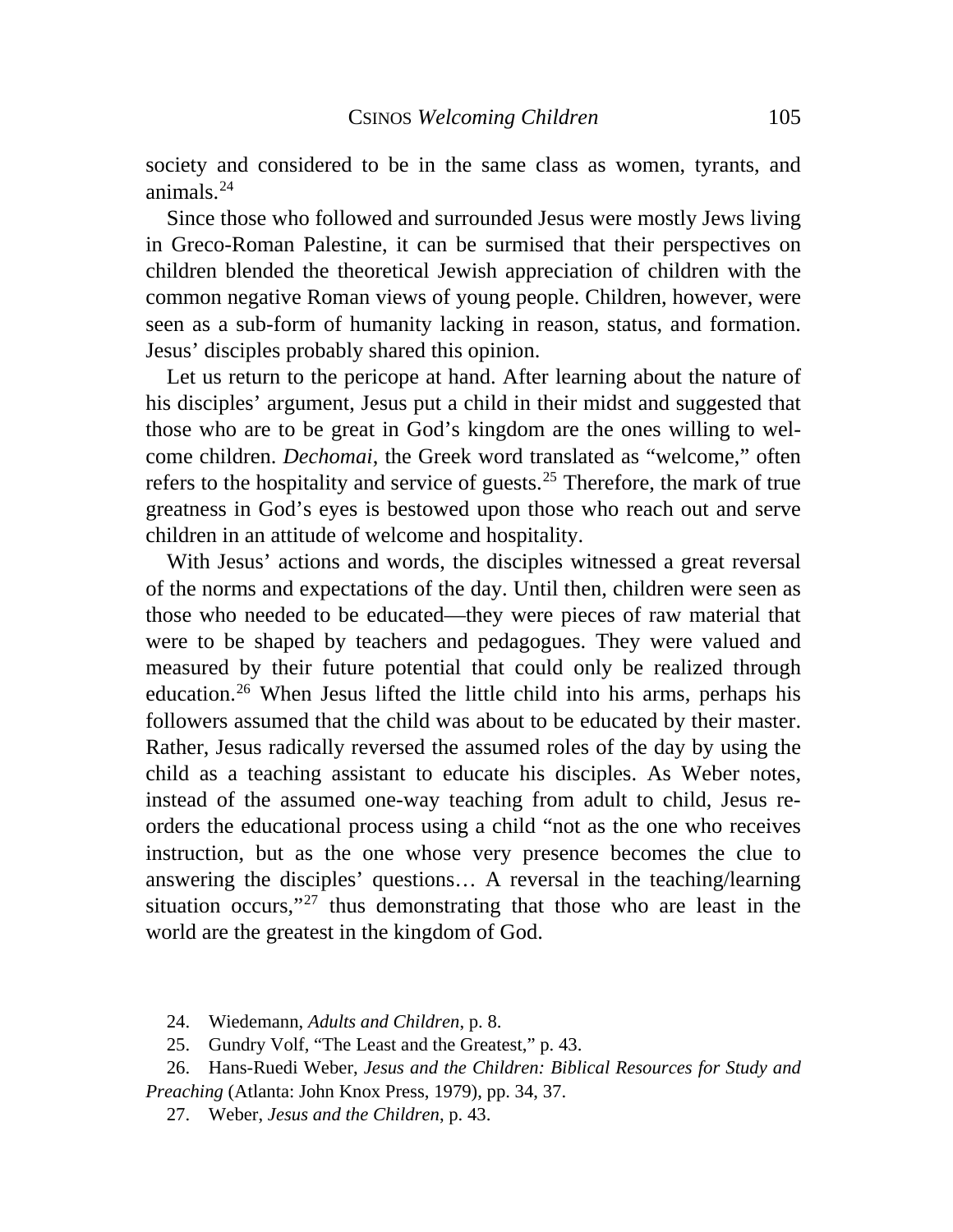society and considered to be in the same class as women, tyrants, and animals.[24]

Since those who followed and surrounded Jesus were mostly Jews living in Greco-Roman Palestine, it can be surmised that their perspectives on children blended the theoretical Jewish appreciation of children with the common negative Roman views of young people. Children, however, were seen as a sub-form of humanity lacking in reason, status, and formation. Jesus' disciples probably shared this opinion.

Let us return to the pericope at hand. After learning about the nature of his disciples' argument, Jesus put a child in their midst and suggested that those who are to be great in God's kingdom are the ones willing to welcome children. *Dechomai*, the Greek word translated as "welcome," often refers to the hospitality and service of guests.[25] Therefore, the mark of true greatness in God's eyes is bestowed upon those who reach out and serve children in an attitude of welcome and hospitality.

With Jesus' actions and words, the disciples witnessed a great reversal of the norms and expectations of the day. Until then, children were seen as those who needed to be educated—they were pieces of raw material that were to be shaped by teachers and pedagogues. They were valued and measured by their future potential that could only be realized through education.[26] When Jesus lifted the little child into his arms, perhaps his followers assumed that the child was about to be educated by their master. Rather, Jesus radically reversed the assumed roles of the day by using the child as a teaching assistant to educate his disciples. As Weber notes, instead of the assumed one-way teaching from adult to child, Jesus re-orders the educational process using a child "not as the one who receives instruction, but as the one whose very presence becomes the clue to answering the disciples' questions… A reversal in the teaching/learning situation occurs,"[27] thus demonstrating that those who are least in the world are the greatest in the kingdom of God.

24. Wiedemann, *Adults and Children*, p. 8.

25. Gundry Volf, "The Least and the Greatest," p. 43.

26. Hans-Ruedi Weber, *Jesus and the Children: Biblical Resources for Study and Preaching* (Atlanta: John Knox Press, 1979), pp. 34, 37.

27. Weber, *Jesus and the Children*, p. 43.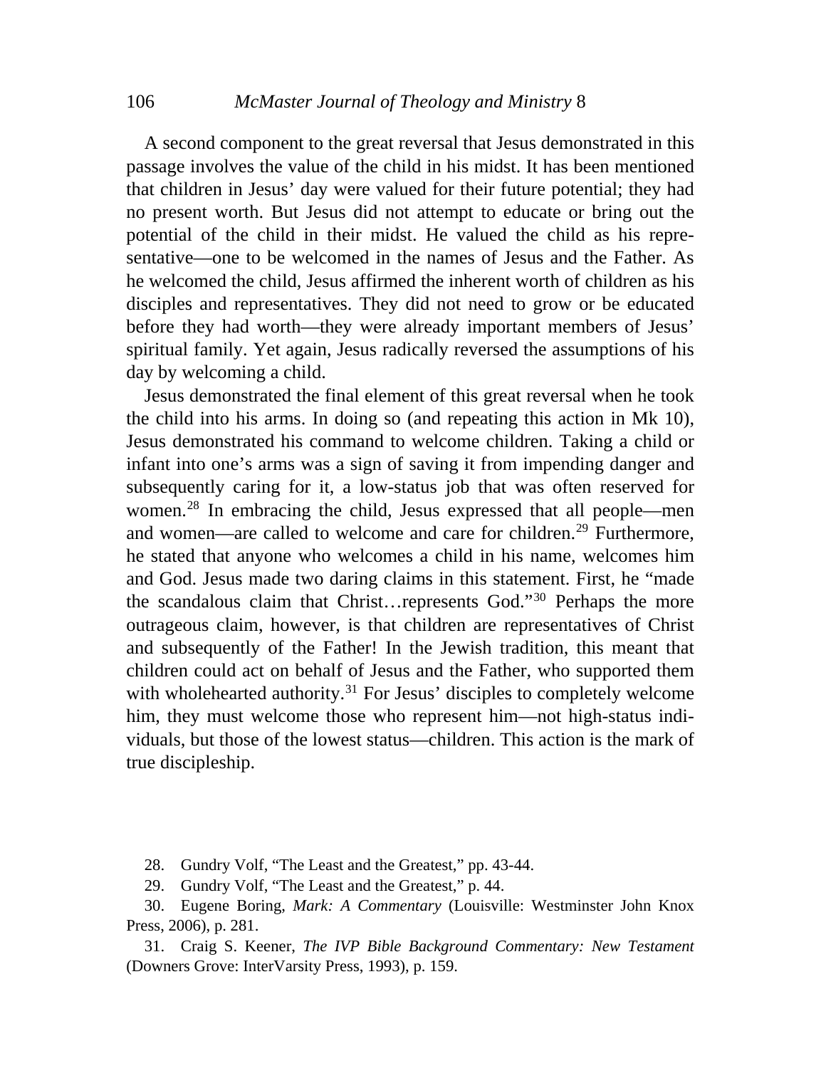A second component to the great reversal that Jesus demonstrated in this passage involves the value of the child in his midst. It has been mentioned that children in Jesus' day were valued for their future potential; they had no present worth. But Jesus did not attempt to educate or bring out the potential of the child in their midst. He valued the child as his representative—one to be welcomed in the names of Jesus and the Father. As he welcomed the child, Jesus affirmed the inherent worth of children as his disciples and representatives. They did not need to grow or be educated before they had worth—they were already important members of Jesus' spiritual family. Yet again, Jesus radically reversed the assumptions of his day by welcoming a child.

Jesus demonstrated the final element of this great reversal when he took the child into his arms. In doing so (and repeating this action in Mk 10), Jesus demonstrated his command to welcome children. Taking a child or infant into one's arms was a sign of saving it from impending danger and subsequently caring for it, a low-status job that was often reserved for women.[28] In embracing the child, Jesus expressed that all people—men and women—are called to welcome and care for children.[29] Furthermore, he stated that anyone who welcomes a child in his name, welcomes him and God. Jesus made two daring claims in this statement. First, he "made the scandalous claim that Christ…represents God."[30] Perhaps the more outrageous claim, however, is that children are representatives of Christ and subsequently of the Father! In the Jewish tradition, this meant that children could act on behalf of Jesus and the Father, who supported them with wholehearted authority.[31] For Jesus' disciples to completely welcome him, they must welcome those who represent him—not high-status individuals, but those of the lowest status—children. This action is the mark of true discipleship.

28. Gundry Volf, "The Least and the Greatest," pp. 43-44.

29. Gundry Volf, "The Least and the Greatest," p. 44.

30. Eugene Boring, *Mark: A Commentary* (Louisville: Westminster John Knox Press, 2006), p. 281.

31. Craig S. Keener, *The IVP Bible Background Commentary: New Testament* (Downers Grove: InterVarsity Press, 1993), p. 159.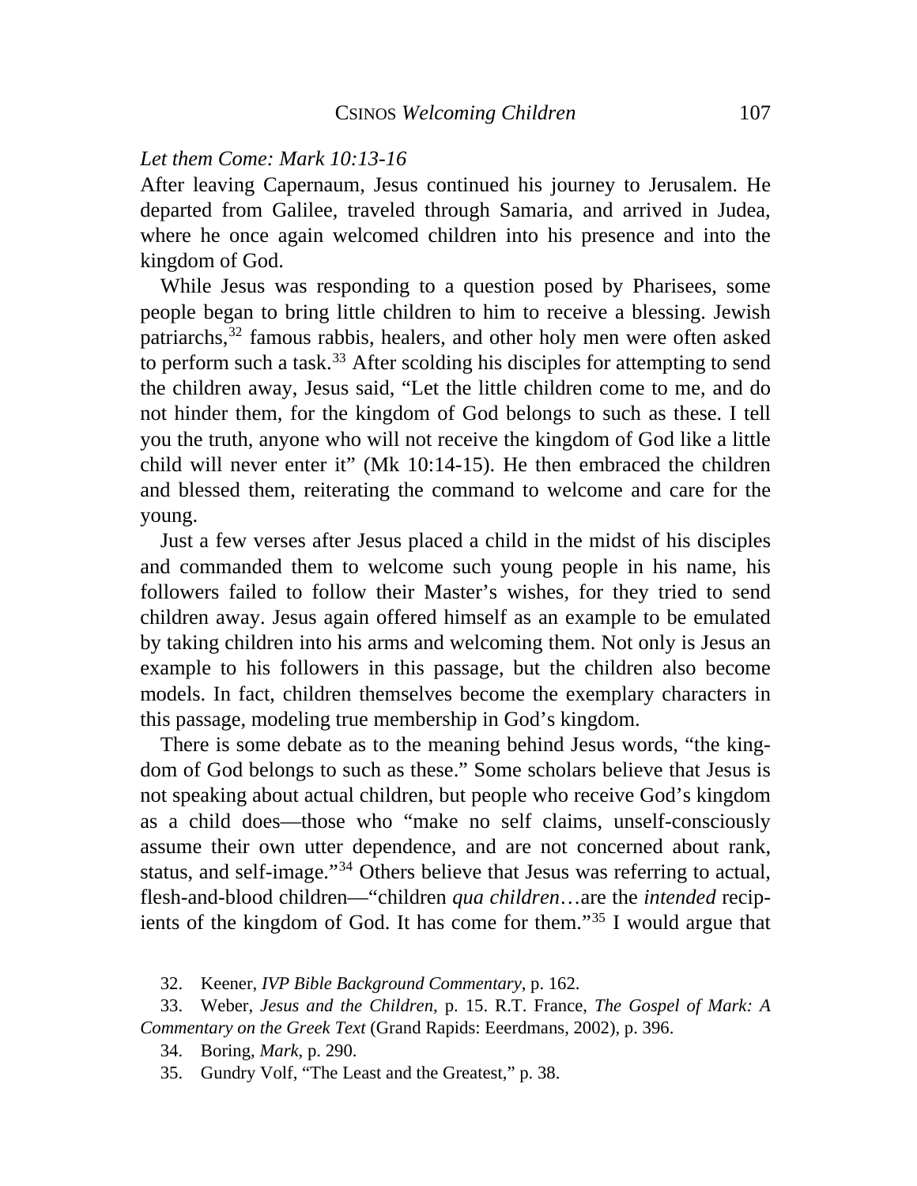*Let them Come: Mark 10:13-16*

After leaving Capernaum, Jesus continued his journey to Jerusalem. He departed from Galilee, traveled through Samaria, and arrived in Judea, where he once again welcomed children into his presence and into the kingdom of God.

While Jesus was responding to a question posed by Pharisees, some people began to bring little children to him to receive a blessing. Jewish patriarchs,[32] famous rabbis, healers, and other holy men were often asked to perform such a task.[33] After scolding his disciples for attempting to send the children away, Jesus said, "Let the little children come to me, and do not hinder them, for the kingdom of God belongs to such as these. I tell you the truth, anyone who will not receive the kingdom of God like a little child will never enter it" (Mk 10:14-15). He then embraced the children and blessed them, reiterating the command to welcome and care for the young.

Just a few verses after Jesus placed a child in the midst of his disciples and commanded them to welcome such young people in his name, his followers failed to follow their Master's wishes, for they tried to send children away. Jesus again offered himself as an example to be emulated by taking children into his arms and welcoming them. Not only is Jesus an example to his followers in this passage, but the children also become models. In fact, children themselves become the exemplary characters in this passage, modeling true membership in God's kingdom.

There is some debate as to the meaning behind Jesus words, "the kingdom of God belongs to such as these." Some scholars believe that Jesus is not speaking about actual children, but people who receive God's kingdom as a child does—those who "make no self claims, unself-consciously assume their own utter dependence, and are not concerned about rank, status, and self-image."[34] Others believe that Jesus was referring to actual, flesh-and-blood children—"children *qua children*…are the *intended* recipients of the kingdom of God. It has come for them."[35] I would argue that

32. Keener, *IVP Bible Background Commentary*, p. 162.

33. Weber, *Jesus and the Children*, p. 15. R.T. France, *The Gospel of Mark: A Commentary on the Greek Text* (Grand Rapids: Eeerdmans, 2002), p. 396.

34. Boring, *Mark*, p. 290.

35. Gundry Volf, "The Least and the Greatest," p. 38.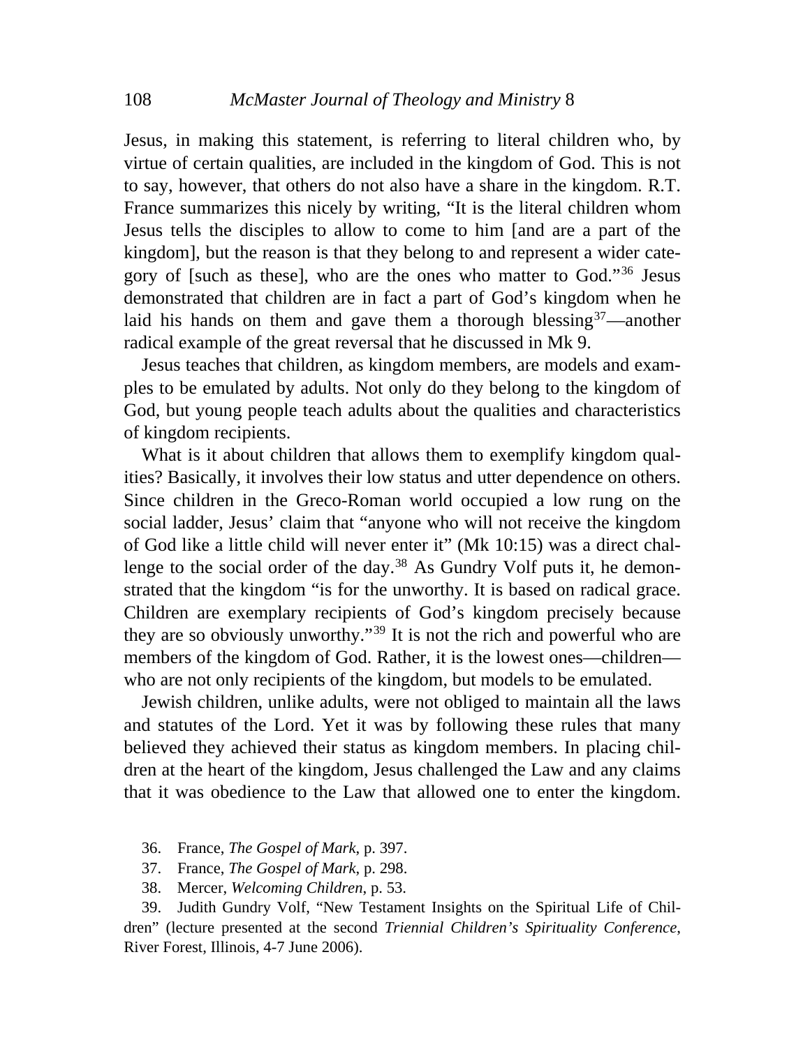Jesus, in making this statement, is referring to literal children who, by virtue of certain qualities, are included in the kingdom of God. This is not to say, however, that others do not also have a share in the kingdom. R.T. France summarizes this nicely by writing, "It is the literal children whom Jesus tells the disciples to allow to come to him [and are a part of the kingdom], but the reason is that they belong to and represent a wider category of [such as these], who are the ones who matter to God."[36] Jesus demonstrated that children are in fact a part of God's kingdom when he laid his hands on them and gave them a thorough blessing[37]—another radical example of the great reversal that he discussed in Mk 9.

Jesus teaches that children, as kingdom members, are models and examples to be emulated by adults. Not only do they belong to the kingdom of God, but young people teach adults about the qualities and characteristics of kingdom recipients.

What is it about children that allows them to exemplify kingdom qualities? Basically, it involves their low status and utter dependence on others. Since children in the Greco-Roman world occupied a low rung on the social ladder, Jesus' claim that "anyone who will not receive the kingdom of God like a little child will never enter it" (Mk 10:15) was a direct challenge to the social order of the day.[38] As Gundry Volf puts it, he demonstrated that the kingdom "is for the unworthy. It is based on radical grace. Children are exemplary recipients of God's kingdom precisely because they are so obviously unworthy."[39] It is not the rich and powerful who are members of the kingdom of God. Rather, it is the lowest ones—children—who are not only recipients of the kingdom, but models to be emulated.

Jewish children, unlike adults, were not obliged to maintain all the laws and statutes of the Lord. Yet it was by following these rules that many believed they achieved their status as kingdom members. In placing children at the heart of the kingdom, Jesus challenged the Law and any claims that it was obedience to the Law that allowed one to enter the kingdom.

36. France, *The Gospel of Mark*, p. 397.

37. France, *The Gospel of Mark*, p. 298.

38. Mercer, *Welcoming Children*, p. 53.

39. Judith Gundry Volf, "New Testament Insights on the Spiritual Life of Children" (lecture presented at the second *Triennial Children's Spirituality Conference*, River Forest, Illinois, 4-7 June 2006).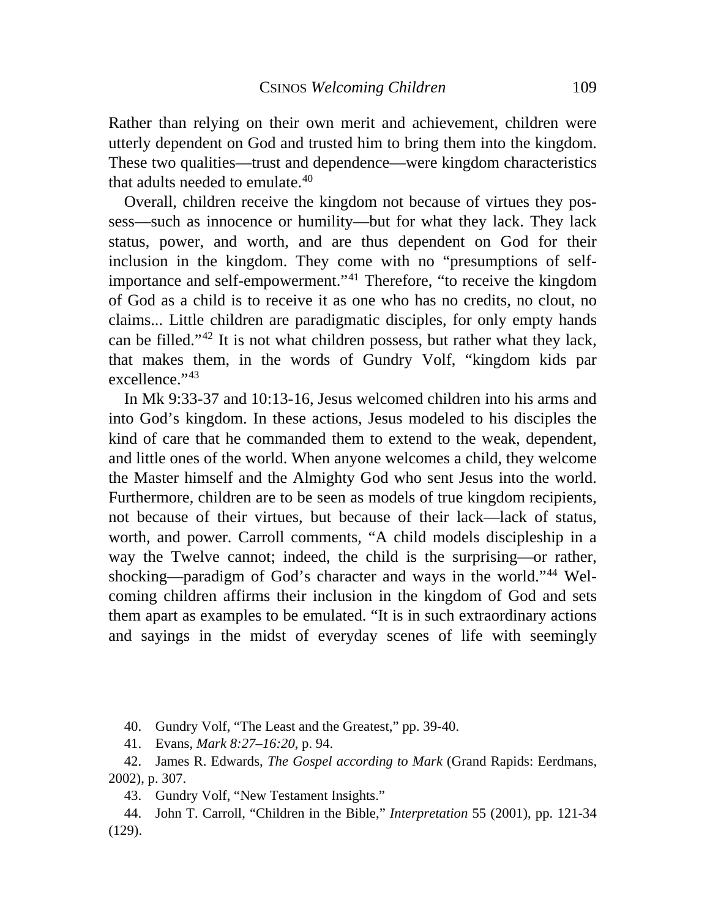Rather than relying on their own merit and achievement, children were utterly dependent on God and trusted him to bring them into the kingdom. These two qualities—trust and dependence—were kingdom characteristics that adults needed to emulate.[40]

Overall, children receive the kingdom not because of virtues they possess—such as innocence or humility—but for what they lack. They lack status, power, and worth, and are thus dependent on God for their inclusion in the kingdom. They come with no "presumptions of self-importance and self-empowerment."[41] Therefore, "to receive the kingdom of God as a child is to receive it as one who has no credits, no clout, no claims... Little children are paradigmatic disciples, for only empty hands can be filled."[42] It is not what children possess, but rather what they lack, that makes them, in the words of Gundry Volf, "kingdom kids par excellence."[43]

In Mk 9:33-37 and 10:13-16, Jesus welcomed children into his arms and into God's kingdom. In these actions, Jesus modeled to his disciples the kind of care that he commanded them to extend to the weak, dependent, and little ones of the world. When anyone welcomes a child, they welcome the Master himself and the Almighty God who sent Jesus into the world. Furthermore, children are to be seen as models of true kingdom recipients, not because of their virtues, but because of their lack—lack of status, worth, and power. Carroll comments, "A child models discipleship in a way the Twelve cannot; indeed, the child is the surprising—or rather, shocking—paradigm of God's character and ways in the world."[44] Welcoming children affirms their inclusion in the kingdom of God and sets them apart as examples to be emulated. "It is in such extraordinary actions and sayings in the midst of everyday scenes of life with seemingly

40. Gundry Volf, "The Least and the Greatest," pp. 39-40.

41. Evans, *Mark 8:27–16:20*, p. 94.

42. James R. Edwards, *The Gospel according to Mark* (Grand Rapids: Eerdmans, 2002), p. 307.

43. Gundry Volf, "New Testament Insights."

44. John T. Carroll, "Children in the Bible," *Interpretation* 55 (2001), pp. 121-34 (129).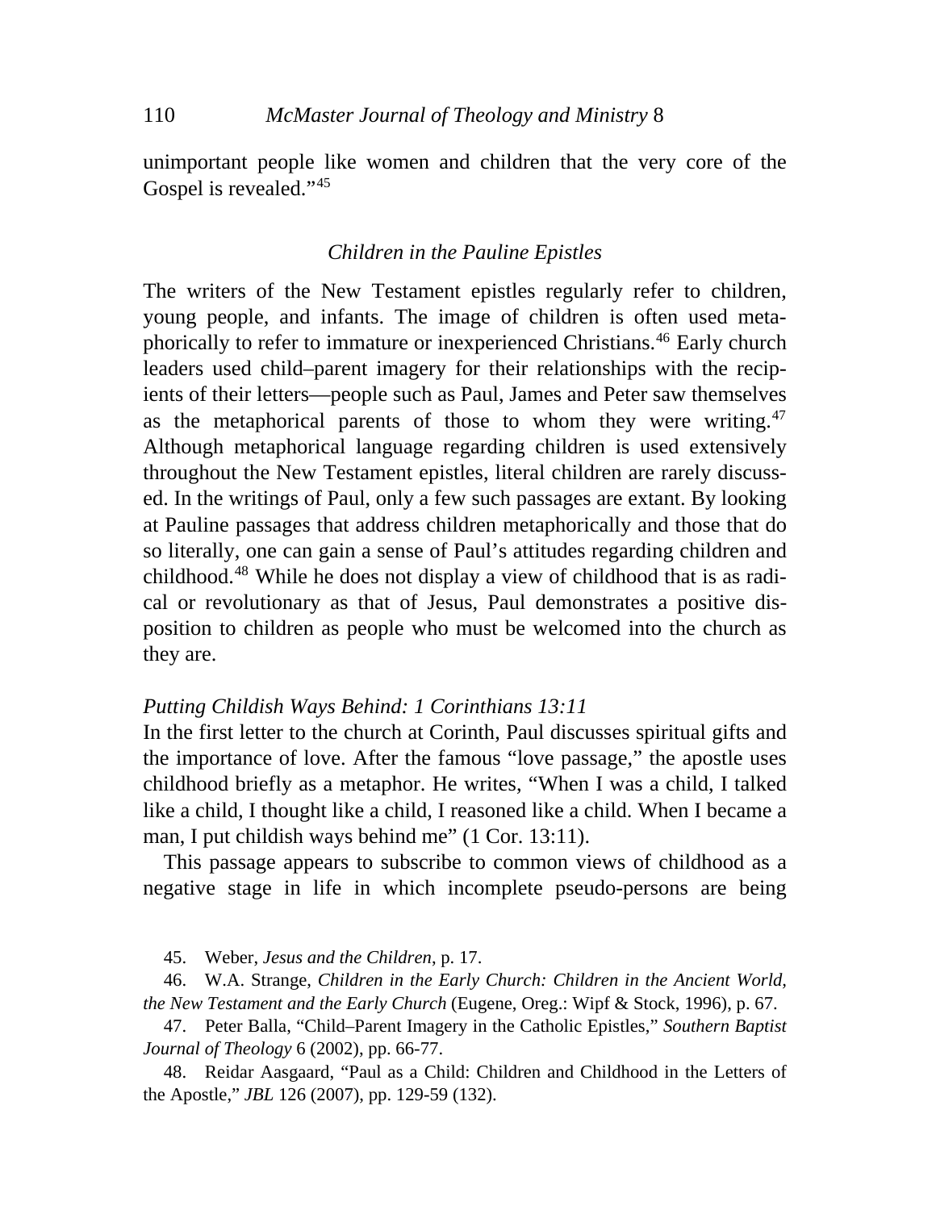unimportant people like women and children that the very core of the Gospel is revealed."[45]

## *Children in the Pauline Epistles*

The writers of the New Testament epistles regularly refer to children, young people, and infants. The image of children is often used metaphorically to refer to immature or inexperienced Christians.[46] Early church leaders used child–parent imagery for their relationships with the recipients of their letters—people such as Paul, James and Peter saw themselves as the metaphorical parents of those to whom they were writing.[47] Although metaphorical language regarding children is used extensively throughout the New Testament epistles, literal children are rarely discussed. In the writings of Paul, only a few such passages are extant. By looking at Pauline passages that address children metaphorically and those that do so literally, one can gain a sense of Paul's attitudes regarding children and childhood.[48] While he does not display a view of childhood that is as radical or revolutionary as that of Jesus, Paul demonstrates a positive disposition to children as people who must be welcomed into the church as they are.

### *Putting Childish Ways Behind: 1 Corinthians 13:11*

In the first letter to the church at Corinth, Paul discusses spiritual gifts and the importance of love. After the famous "love passage," the apostle uses childhood briefly as a metaphor. He writes, "When I was a child, I talked like a child, I thought like a child, I reasoned like a child. When I became a man, I put childish ways behind me" (1 Cor. 13:11).

This passage appears to subscribe to common views of childhood as a negative stage in life in which incomplete pseudo-persons are being

45. Weber, *Jesus and the Children*, p. 17.

46. W.A. Strange, *Children in the Early Church: Children in the Ancient World, the New Testament and the Early Church* (Eugene, Oreg.: Wipf & Stock, 1996), p. 67.

47. Peter Balla, "Child–Parent Imagery in the Catholic Epistles," *Southern Baptist Journal of Theology* 6 (2002), pp. 66-77.

48. Reidar Aasgaard, "Paul as a Child: Children and Childhood in the Letters of the Apostle," *JBL* 126 (2007), pp. 129-59 (132).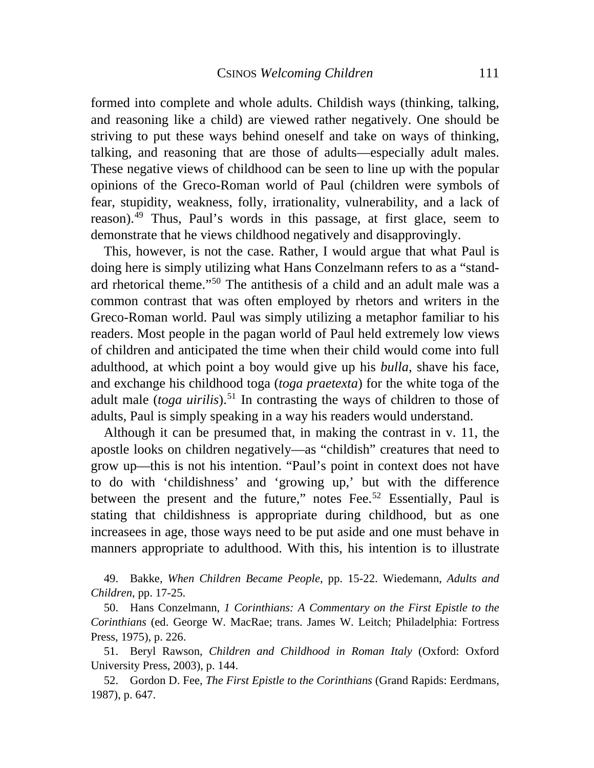formed into complete and whole adults. Childish ways (thinking, talking, and reasoning like a child) are viewed rather negatively. One should be striving to put these ways behind oneself and take on ways of thinking, talking, and reasoning that are those of adults—especially adult males. These negative views of childhood can be seen to line up with the popular opinions of the Greco-Roman world of Paul (children were symbols of fear, stupidity, weakness, folly, irrationality, vulnerability, and a lack of reason).[49] Thus, Paul's words in this passage, at first glace, seem to demonstrate that he views childhood negatively and disapprovingly.

This, however, is not the case. Rather, I would argue that what Paul is doing here is simply utilizing what Hans Conzelmann refers to as a "standard rhetorical theme."[50] The antithesis of a child and an adult male was a common contrast that was often employed by rhetors and writers in the Greco-Roman world. Paul was simply utilizing a metaphor familiar to his readers. Most people in the pagan world of Paul held extremely low views of children and anticipated the time when their child would come into full adulthood, at which point a boy would give up his *bulla*, shave his face, and exchange his childhood toga (*toga praetexta*) for the white toga of the adult male (*toga uirilis*).[51] In contrasting the ways of children to those of adults, Paul is simply speaking in a way his readers would understand.

Although it can be presumed that, in making the contrast in v. 11, the apostle looks on children negatively—as "childish" creatures that need to grow up—this is not his intention. "Paul's point in context does not have to do with 'childishness' and 'growing up,' but with the difference between the present and the future," notes Fee.[52] Essentially, Paul is stating that childishness is appropriate during childhood, but as one increasees in age, those ways need to be put aside and one must behave in manners appropriate to adulthood. With this, his intention is to illustrate

49. Bakke, *When Children Became People*, pp. 15-22. Wiedemann, *Adults and Children*, pp. 17-25.

50. Hans Conzelmann, *1 Corinthians: A Commentary on the First Epistle to the Corinthians* (ed. George W. MacRae; trans. James W. Leitch; Philadelphia: Fortress Press, 1975), p. 226.

51. Beryl Rawson, *Children and Childhood in Roman Italy* (Oxford: Oxford University Press, 2003), p. 144.

52. Gordon D. Fee, *The First Epistle to the Corinthians* (Grand Rapids: Eerdmans, 1987), p. 647.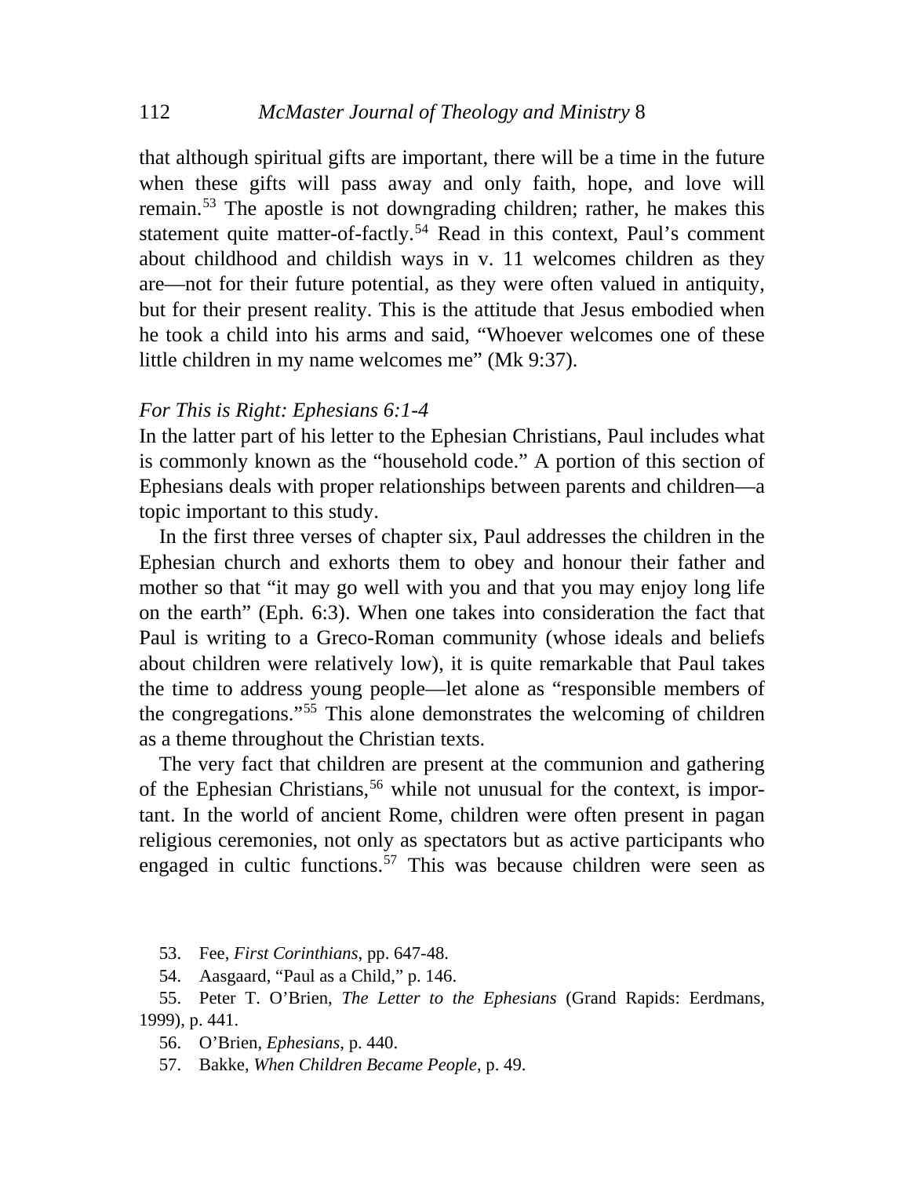that although spiritual gifts are important, there will be a time in the future when these gifts will pass away and only faith, hope, and love will remain.[53] The apostle is not downgrading children; rather, he makes this statement quite matter-of-factly.[54] Read in this context, Paul's comment about childhood and childish ways in v. 11 welcomes children as they are—not for their future potential, as they were often valued in antiquity, but for their present reality. This is the attitude that Jesus embodied when he took a child into his arms and said, "Whoever welcomes one of these little children in my name welcomes me" (Mk 9:37).

### *For This is Right: Ephesians 6:1-4*

In the latter part of his letter to the Ephesian Christians, Paul includes what is commonly known as the "household code." A portion of this section of Ephesians deals with proper relationships between parents and children—a topic important to this study.

In the first three verses of chapter six, Paul addresses the children in the Ephesian church and exhorts them to obey and honour their father and mother so that "it may go well with you and that you may enjoy long life on the earth" (Eph. 6:3). When one takes into consideration the fact that Paul is writing to a Greco-Roman community (whose ideals and beliefs about children were relatively low), it is quite remarkable that Paul takes the time to address young people—let alone as "responsible members of the congregations."[55] This alone demonstrates the welcoming of children as a theme throughout the Christian texts.

The very fact that children are present at the communion and gathering of the Ephesian Christians,[56] while not unusual for the context, is important. In the world of ancient Rome, children were often present in pagan religious ceremonies, not only as spectators but as active participants who engaged in cultic functions.[57] This was because children were seen as

53. Fee, *First Corinthians*, pp. 647-48.

54. Aasgaard, "Paul as a Child," p. 146.

55. Peter T. O'Brien, *The Letter to the Ephesians* (Grand Rapids: Eerdmans, 1999), p. 441.

56. O'Brien, *Ephesians*, p. 440.

57. Bakke, *When Children Became People*, p. 49.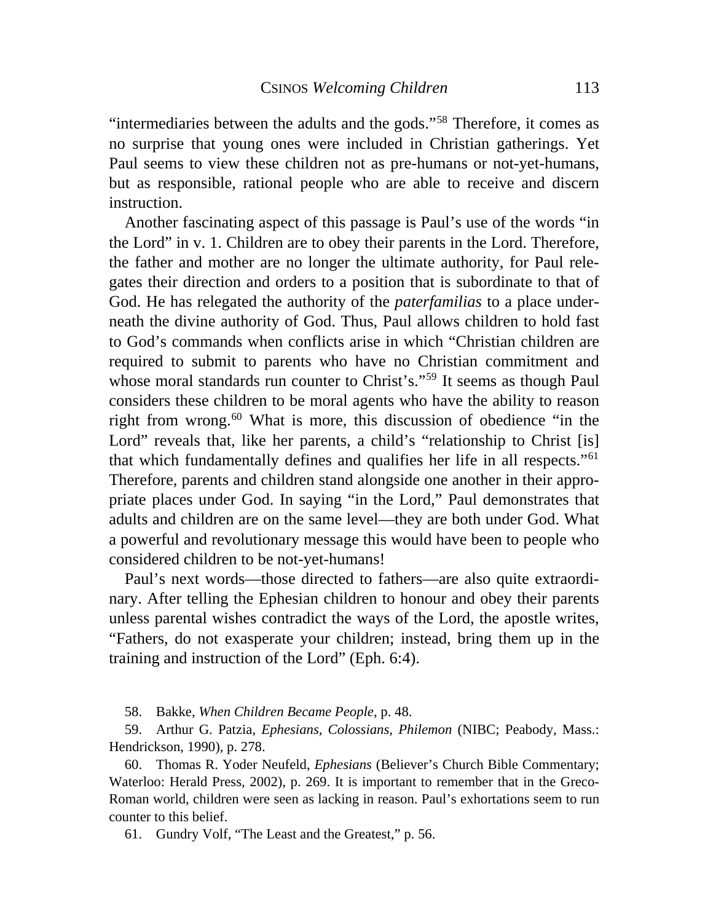“intermediaries between the adults and the gods.”[58] Therefore, it comes as no surprise that young ones were included in Christian gatherings. Yet Paul seems to view these children not as pre-humans or not-yet-humans, but as responsible, rational people who are able to receive and discern instruction.

Another fascinating aspect of this passage is Paul’s use of the words “in the Lord” in v. 1. Children are to obey their parents in the Lord. Therefore, the father and mother are no longer the ultimate authority, for Paul relegates their direction and orders to a position that is subordinate to that of God. He has relegated the authority of the *paterfamilias* to a place underneath the divine authority of God. Thus, Paul allows children to hold fast to God’s commands when conflicts arise in which “Christian children are required to submit to parents who have no Christian commitment and whose moral standards run counter to Christ’s.”[59] It seems as though Paul considers these children to be moral agents who have the ability to reason right from wrong.[60] What is more, this discussion of obedience “in the Lord” reveals that, like her parents, a child’s “relationship to Christ [is] that which fundamentally defines and qualifies her life in all respects.”[61] Therefore, parents and children stand alongside one another in their appropriate places under God. In saying “in the Lord,” Paul demonstrates that adults and children are on the same level—they are both under God. What a powerful and revolutionary message this would have been to people who considered children to be not-yet-humans!

Paul’s next words—those directed to fathers—are also quite extraordinary. After telling the Ephesian children to honour and obey their parents unless parental wishes contradict the ways of the Lord, the apostle writes, “Fathers, do not exasperate your children; instead, bring them up in the training and instruction of the Lord” (Eph. 6:4).

58. Bakke, *When Children Became People*, p. 48.

59. Arthur G. Patzia, *Ephesians, Colossians, Philemon* (NIBC; Peabody, Mass.: Hendrickson, 1990), p. 278.

60. Thomas R. Yoder Neufeld, *Ephesians* (Believer’s Church Bible Commentary; Waterloo: Herald Press, 2002), p. 269. It is important to remember that in the Greco-Roman world, children were seen as lacking in reason. Paul’s exhortations seem to run counter to this belief.

61. Gundry Volf, “The Least and the Greatest,” p. 56.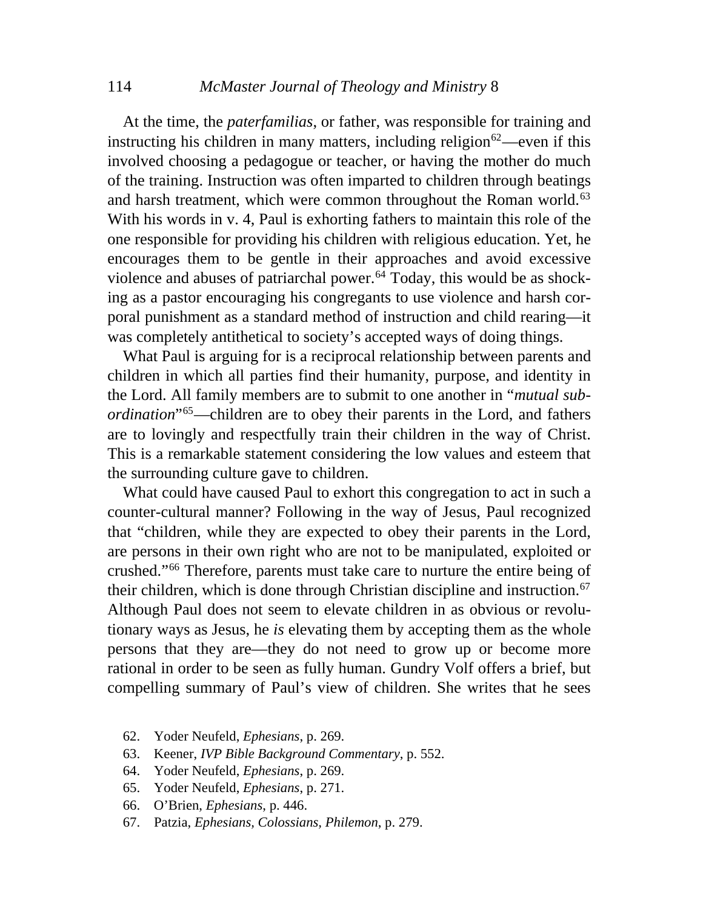At the time, the *paterfamilias*, or father, was responsible for training and instructing his children in many matters, including religion[62]—even if this involved choosing a pedagogue or teacher, or having the mother do much of the training. Instruction was often imparted to children through beatings and harsh treatment, which were common throughout the Roman world.[63] With his words in v. 4, Paul is exhorting fathers to maintain this role of the one responsible for providing his children with religious education. Yet, he encourages them to be gentle in their approaches and avoid excessive violence and abuses of patriarchal power.[64] Today, this would be as shocking as a pastor encouraging his congregants to use violence and harsh corporal punishment as a standard method of instruction and child rearing—it was completely antithetical to society's accepted ways of doing things.

What Paul is arguing for is a reciprocal relationship between parents and children in which all parties find their humanity, purpose, and identity in the Lord. All family members are to submit to one another in "*mutual subordination*"[65]—children are to obey their parents in the Lord, and fathers are to lovingly and respectfully train their children in the way of Christ. This is a remarkable statement considering the low values and esteem that the surrounding culture gave to children.

What could have caused Paul to exhort this congregation to act in such a counter-cultural manner? Following in the way of Jesus, Paul recognized that "children, while they are expected to obey their parents in the Lord, are persons in their own right who are not to be manipulated, exploited or crushed."[66] Therefore, parents must take care to nurture the entire being of their children, which is done through Christian discipline and instruction.[67] Although Paul does not seem to elevate children in as obvious or revolutionary ways as Jesus, he *is* elevating them by accepting them as the whole persons that they are—they do not need to grow up or become more rational in order to be seen as fully human. Gundry Volf offers a brief, but compelling summary of Paul's view of children. She writes that he sees

62. Yoder Neufeld, *Ephesians*, p. 269.
63. Keener, *IVP Bible Background Commentary*, p. 552.
64. Yoder Neufeld, *Ephesians*, p. 269.
65. Yoder Neufeld, *Ephesians*, p. 271.
66. O'Brien, *Ephesians*, p. 446.
67. Patzia, *Ephesians, Colossians, Philemon*, p. 279.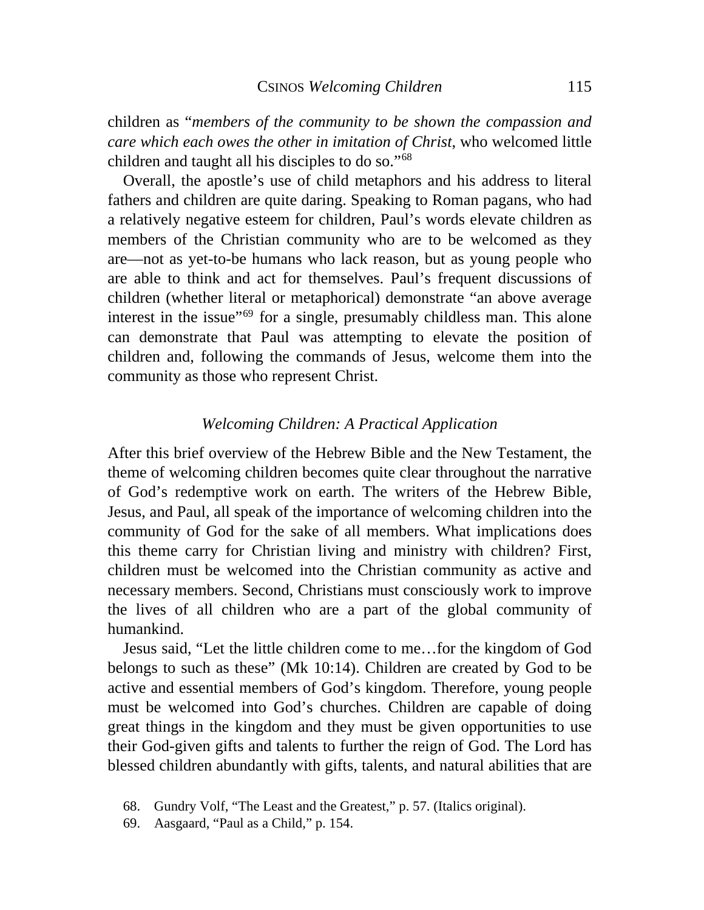children as "*members of the community to be shown the compassion and care which each owes the other in imitation of Christ*, who welcomed little children and taught all his disciples to do so."[68]

Overall, the apostle's use of child metaphors and his address to literal fathers and children are quite daring. Speaking to Roman pagans, who had a relatively negative esteem for children, Paul's words elevate children as members of the Christian community who are to be welcomed as they are—not as yet-to-be humans who lack reason, but as young people who are able to think and act for themselves. Paul's frequent discussions of children (whether literal or metaphorical) demonstrate "an above average interest in the issue"[69] for a single, presumably childless man. This alone can demonstrate that Paul was attempting to elevate the position of children and, following the commands of Jesus, welcome them into the community as those who represent Christ.

### *Welcoming Children: A Practical Application*

After this brief overview of the Hebrew Bible and the New Testament, the theme of welcoming children becomes quite clear throughout the narrative of God's redemptive work on earth. The writers of the Hebrew Bible, Jesus, and Paul, all speak of the importance of welcoming children into the community of God for the sake of all members. What implications does this theme carry for Christian living and ministry with children? First, children must be welcomed into the Christian community as active and necessary members. Second, Christians must consciously work to improve the lives of all children who are a part of the global community of humankind.

Jesus said, "Let the little children come to me…for the kingdom of God belongs to such as these" (Mk 10:14). Children are created by God to be active and essential members of God's kingdom. Therefore, young people must be welcomed into God's churches. Children are capable of doing great things in the kingdom and they must be given opportunities to use their God-given gifts and talents to further the reign of God. The Lord has blessed children abundantly with gifts, talents, and natural abilities that are

68. Gundry Volf, "The Least and the Greatest," p. 57. (Italics original).

69. Aasgaard, "Paul as a Child," p. 154.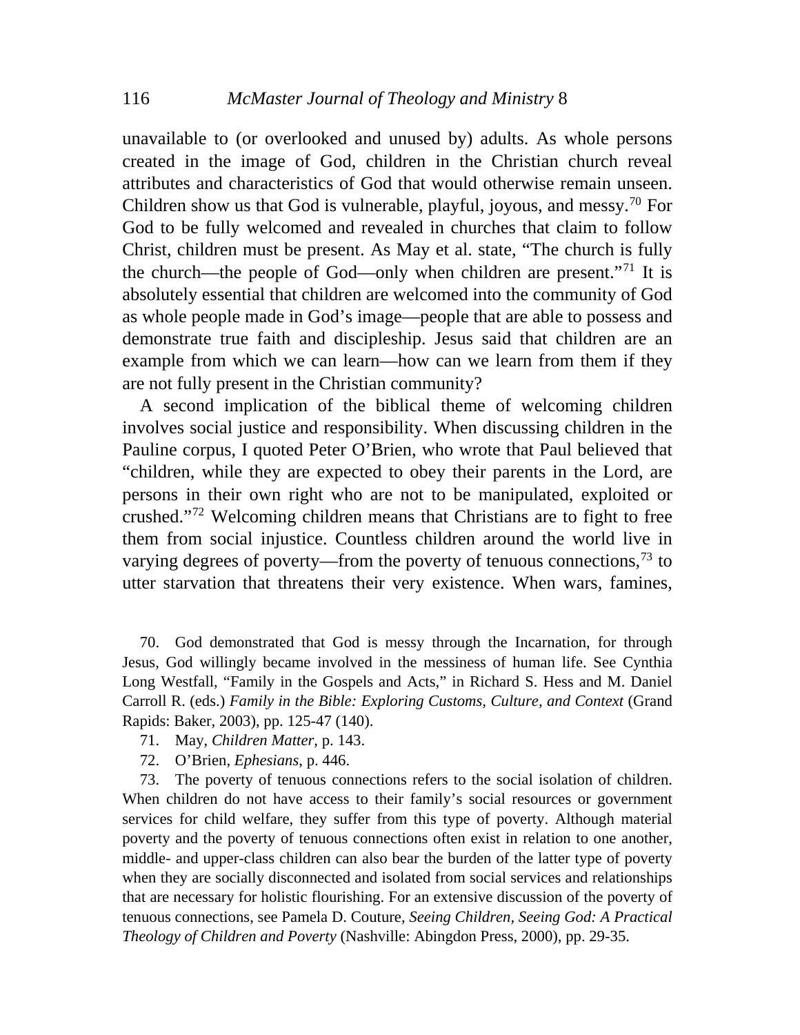unavailable to (or overlooked and unused by) adults. As whole persons created in the image of God, children in the Christian church reveal attributes and characteristics of God that would otherwise remain unseen. Children show us that God is vulnerable, playful, joyous, and messy.[70] For God to be fully welcomed and revealed in churches that claim to follow Christ, children must be present. As May et al. state, "The church is fully the church—the people of God—only when children are present."[71] It is absolutely essential that children are welcomed into the community of God as whole people made in God's image—people that are able to possess and demonstrate true faith and discipleship. Jesus said that children are an example from which we can learn—how can we learn from them if they are not fully present in the Christian community?

A second implication of the biblical theme of welcoming children involves social justice and responsibility. When discussing children in the Pauline corpus, I quoted Peter O'Brien, who wrote that Paul believed that "children, while they are expected to obey their parents in the Lord, are persons in their own right who are not to be manipulated, exploited or crushed."[72] Welcoming children means that Christians are to fight to free them from social injustice. Countless children around the world live in varying degrees of poverty—from the poverty of tenuous connections,[73] to utter starvation that threatens their very existence. When wars, famines,

70. God demonstrated that God is messy through the Incarnation, for through Jesus, God willingly became involved in the messiness of human life. See Cynthia Long Westfall, "Family in the Gospels and Acts," in Richard S. Hess and M. Daniel Carroll R. (eds.) *Family in the Bible: Exploring Customs, Culture, and Context* (Grand Rapids: Baker, 2003), pp. 125-47 (140).

71. May, *Children Matter*, p. 143.

72. O'Brien, *Ephesians*, p. 446.

73. The poverty of tenuous connections refers to the social isolation of children. When children do not have access to their family's social resources or government services for child welfare, they suffer from this type of poverty. Although material poverty and the poverty of tenuous connections often exist in relation to one another, middle- and upper-class children can also bear the burden of the latter type of poverty when they are socially disconnected and isolated from social services and relationships that are necessary for holistic flourishing. For an extensive discussion of the poverty of tenuous connections, see Pamela D. Couture, *Seeing Children, Seeing God: A Practical Theology of Children and Poverty* (Nashville: Abingdon Press, 2000), pp. 29-35.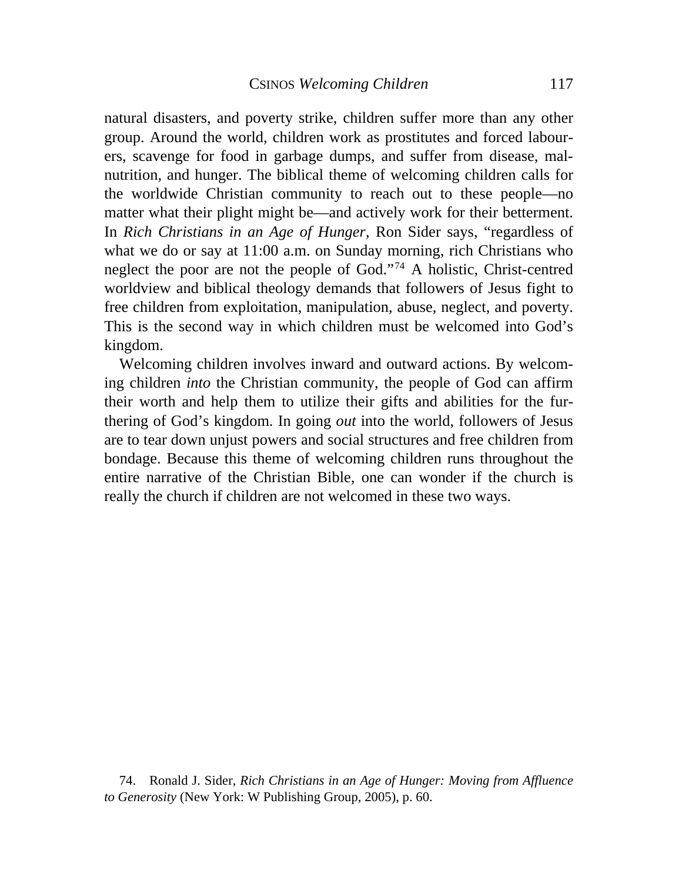natural disasters, and poverty strike, children suffer more than any other group. Around the world, children work as prostitutes and forced labourers, scavenge for food in garbage dumps, and suffer from disease, malnutrition, and hunger. The biblical theme of welcoming children calls for the worldwide Christian community to reach out to these people—no matter what their plight might be—and actively work for their betterment. In *Rich Christians in an Age of Hunger*, Ron Sider says, "regardless of what we do or say at 11:00 a.m. on Sunday morning, rich Christians who neglect the poor are not the people of God."[74] A holistic, Christ-centred worldview and biblical theology demands that followers of Jesus fight to free children from exploitation, manipulation, abuse, neglect, and poverty. This is the second way in which children must be welcomed into God's kingdom.

Welcoming children involves inward and outward actions. By welcoming children *into* the Christian community, the people of God can affirm their worth and help them to utilize their gifts and abilities for the furthering of God's kingdom. In going *out* into the world, followers of Jesus are to tear down unjust powers and social structures and free children from bondage. Because this theme of welcoming children runs throughout the entire narrative of the Christian Bible, one can wonder if the church is really the church if children are not welcomed in these two ways.

74. Ronald J. Sider, *Rich Christians in an Age of Hunger: Moving from Affluence to Generosity* (New York: W Publishing Group, 2005), p. 60.